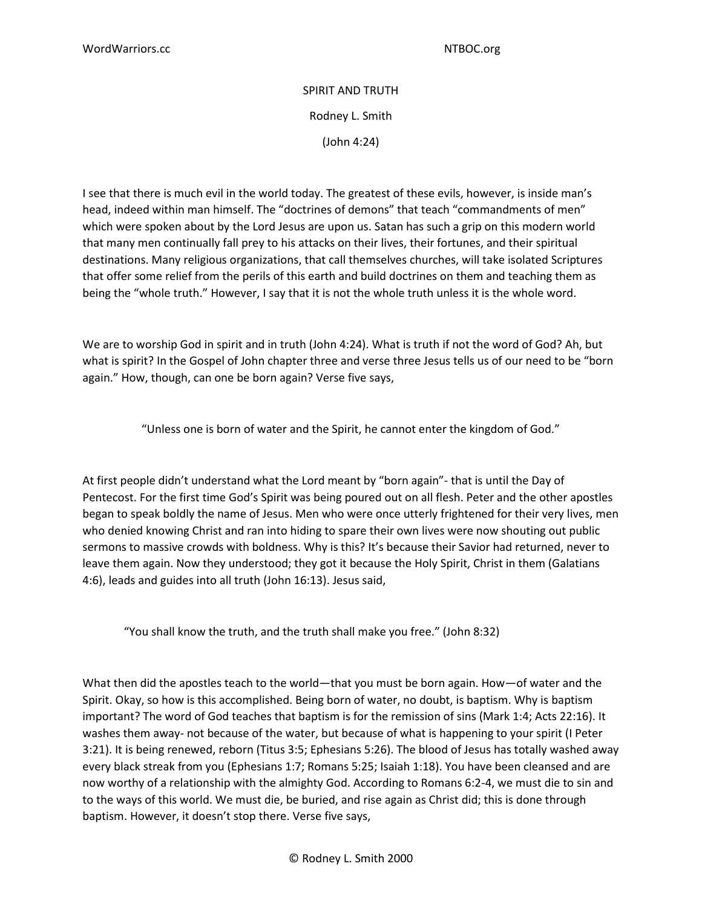# SPIRIT AND TRUTH

Rodney L. Smith

(John 4:24)

I see that there is much evil in the world today. The greatest of these evils, however, is inside man's head, indeed within man himself. The "doctrines of demons" that teach "commandments of men" which were spoken about by the Lord Jesus are upon us. Satan has such a grip on this modern world that many men continually fall prey to his attacks on their lives, their fortunes, and their spiritual destinations. Many religious organizations, that call themselves churches, will take isolated Scriptures that offer some relief from the perils of this earth and build doctrines on them and teaching them as being the "whole truth." However, I say that it is not the whole truth unless it is the whole word.

We are to worship God in spirit and in truth (John 4:24). What is truth if not the word of God? Ah, but what is spirit? In the Gospel of John chapter three and verse three Jesus tells us of our need to be "born again." How, though, can one be born again? Verse five says,

> "Unless one is born of water and the Spirit, he cannot enter the kingdom of God."

At first people didn't understand what the Lord meant by "born again"- that is until the Day of Pentecost. For the first time God's Spirit was being poured out on all flesh. Peter and the other apostles began to speak boldly the name of Jesus. Men who were once utterly frightened for their very lives, men who denied knowing Christ and ran into hiding to spare their own lives were now shouting out public sermons to massive crowds with boldness. Why is this? It's because their Savior had returned, never to leave them again. Now they understood; they got it because the Holy Spirit, Christ in them (Galatians 4:6), leads and guides into all truth (John 16:13). Jesus said,

> "You shall know the truth, and the truth shall make you free." (John 8:32)

What then did the apostles teach to the world—that you must be born again. How—of water and the Spirit. Okay, so how is this accomplished. Being born of water, no doubt, is baptism. Why is baptism important? The word of God teaches that baptism is for the remission of sins (Mark 1:4; Acts 22:16). It washes them away- not because of the water, but because of what is happening to your spirit (I Peter 3:21). It is being renewed, reborn (Titus 3:5; Ephesians 5:26). The blood of Jesus has totally washed away every black streak from you (Ephesians 1:7; Romans 5:25; Isaiah 1:18). You have been cleansed and are now worthy of a relationship with the almighty God. According to Romans 6:2-4, we must die to sin and to the ways of this world. We must die, be buried, and rise again as Christ did; this is done through baptism. However, it doesn't stop there. Verse five says,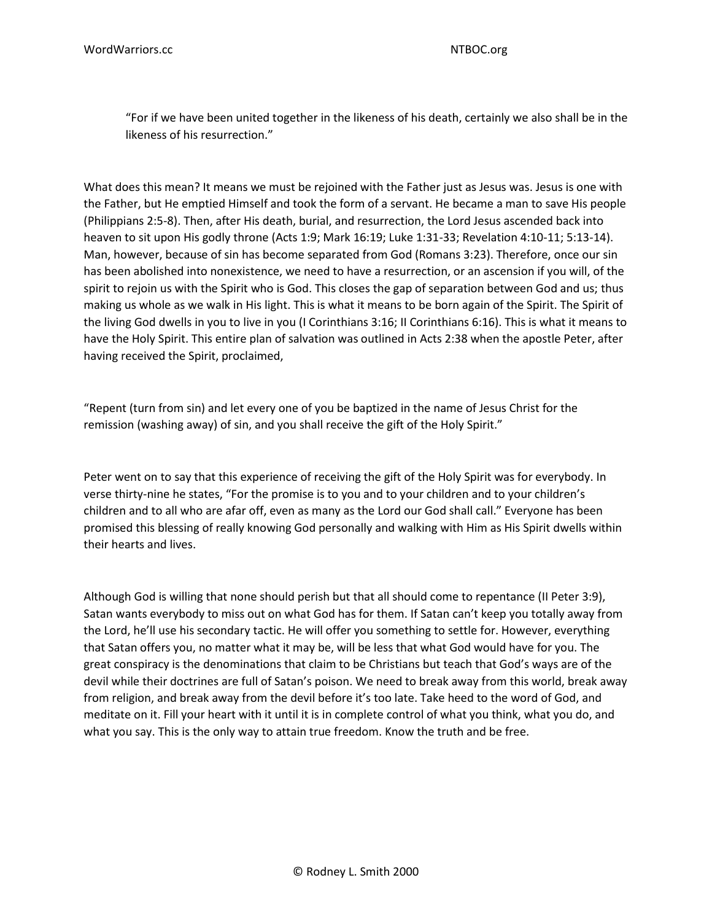> "For if we have been united together in the likeness of his death, certainly we also shall be in the likeness of his resurrection."

What does this mean? It means we must be rejoined with the Father just as Jesus was. Jesus is one with the Father, but He emptied Himself and took the form of a servant. He became a man to save His people (Philippians 2:5-8). Then, after His death, burial, and resurrection, the Lord Jesus ascended back into heaven to sit upon His godly throne (Acts 1:9; Mark 16:19; Luke 1:31-33; Revelation 4:10-11; 5:13-14). Man, however, because of sin has become separated from God (Romans 3:23). Therefore, once our sin has been abolished into nonexistence, we need to have a resurrection, or an ascension if you will, of the spirit to rejoin us with the Spirit who is God. This closes the gap of separation between God and us; thus making us whole as we walk in His light. This is what it means to be born again of the Spirit. The Spirit of the living God dwells in you to live in you (I Corinthians 3:16; II Corinthians 6:16). This is what it means to have the Holy Spirit. This entire plan of salvation was outlined in Acts 2:38 when the apostle Peter, after having received the Spirit, proclaimed,

"Repent (turn from sin) and let every one of you be baptized in the name of Jesus Christ for the remission (washing away) of sin, and you shall receive the gift of the Holy Spirit."

Peter went on to say that this experience of receiving the gift of the Holy Spirit was for everybody. In verse thirty-nine he states, "For the promise is to you and to your children and to your children's children and to all who are afar off, even as many as the Lord our God shall call." Everyone has been promised this blessing of really knowing God personally and walking with Him as His Spirit dwells within their hearts and lives.

Although God is willing that none should perish but that all should come to repentance (II Peter 3:9), Satan wants everybody to miss out on what God has for them. If Satan can't keep you totally away from the Lord, he'll use his secondary tactic. He will offer you something to settle for. However, everything that Satan offers you, no matter what it may be, will be less that what God would have for you. The great conspiracy is the denominations that claim to be Christians but teach that God's ways are of the devil while their doctrines are full of Satan's poison. We need to break away from this world, break away from religion, and break away from the devil before it's too late. Take heed to the word of God, and meditate on it. Fill your heart with it until it is in complete control of what you think, what you do, and what you say. This is the only way to attain true freedom. Know the truth and be free.